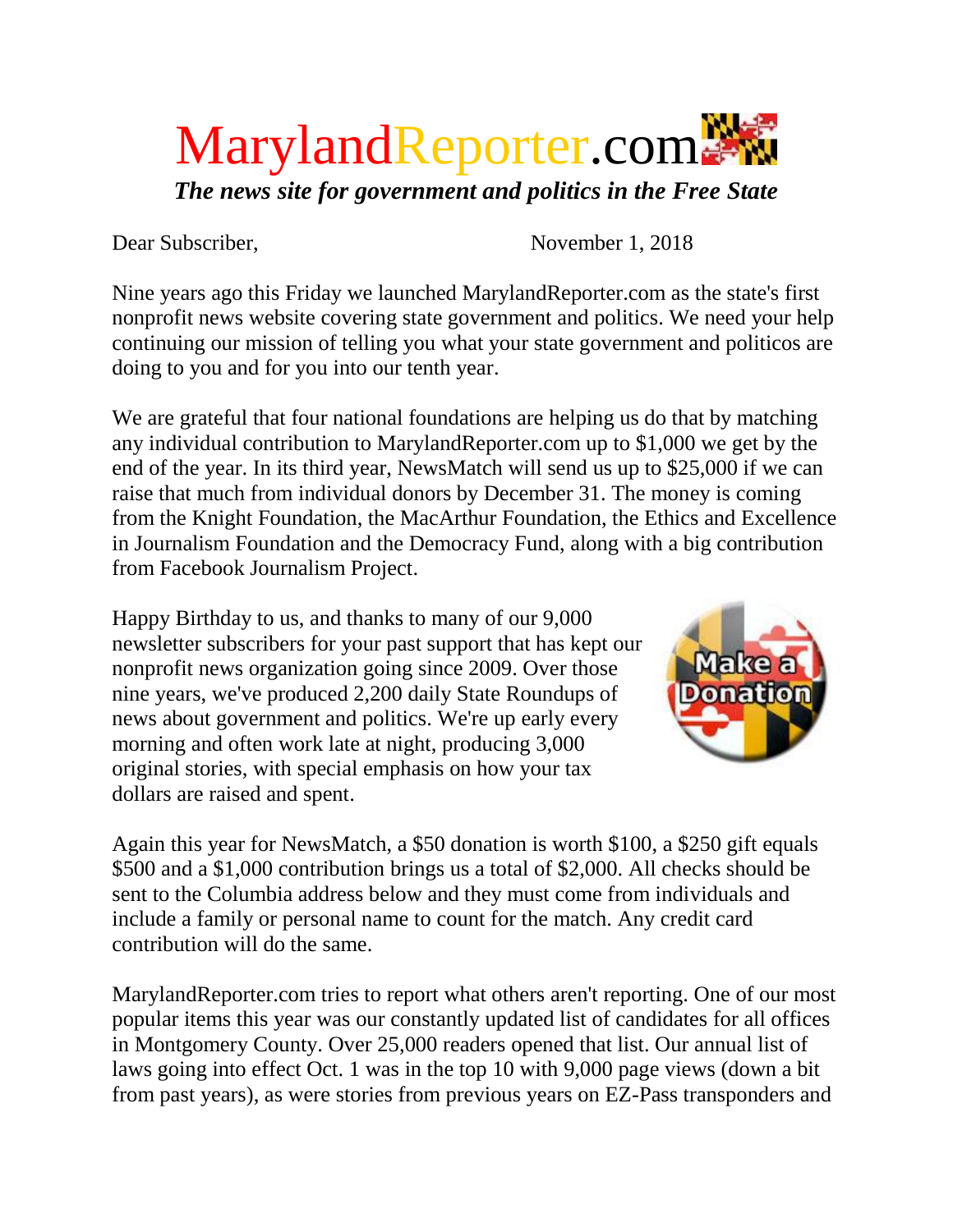# MarylandReporter.com

***The news site for government and politics in the Free State***

Dear Subscriber, November 1, 2018

Nine years ago this Friday we launched MarylandReporter.com as the state's first nonprofit news website covering state government and politics. We need your help continuing our mission of telling you what your state government and politicos are doing to you and for you into our tenth year.

We are grateful that four national foundations are helping us do that by matching any individual contribution to MarylandReporter.com up to $1,000 we get by the end of the year. In its third year, NewsMatch will send us up to $25,000 if we can raise that much from individual donors by December 31. The money is coming from the Knight Foundation, the MacArthur Foundation, the Ethics and Excellence in Journalism Foundation and the Democracy Fund, along with a big contribution from Facebook Journalism Project.

Happy Birthday to us, and thanks to many of our 9,000 newsletter subscribers for your past support that has kept our nonprofit news organization going since 2009. Over those nine years, we've produced 2,200 daily State Roundups of news about government and politics. We're up early every morning and often work late at night, producing 3,000 original stories, with special emphasis on how your tax dollars are raised and spent.

Make a Donation

Again this year for NewsMatch, a $50 donation is worth $100, a $250 gift equals $500 and a $1,000 contribution brings us a total of $2,000. All checks should be sent to the Columbia address below and they must come from individuals and include a family or personal name to count for the match. Any credit card contribution will do the same.

MarylandReporter.com tries to report what others aren't reporting. One of our most popular items this year was our constantly updated list of candidates for all offices in Montgomery County. Over 25,000 readers opened that list. Our annual list of laws going into effect Oct. 1 was in the top 10 with 9,000 page views (down a bit from past years), as were stories from previous years on EZ-Pass transponders and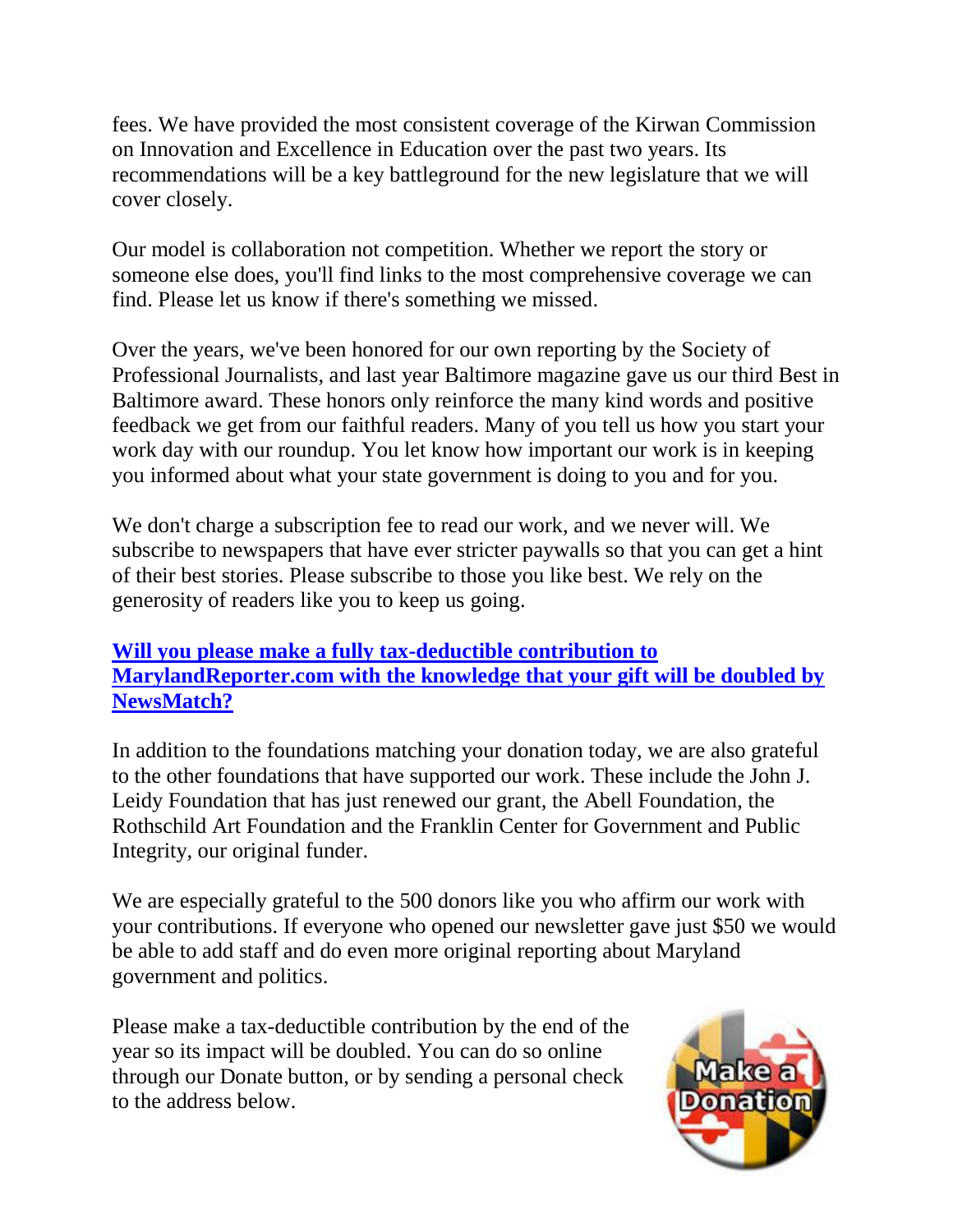fees. We have provided the most consistent coverage of the Kirwan Commission on Innovation and Excellence in Education over the past two years. Its recommendations will be a key battleground for the new legislature that we will cover closely.

Our model is collaboration not competition. Whether we report the story or someone else does, you'll find links to the most comprehensive coverage we can find. Please let us know if there's something we missed.

Over the years, we've been honored for our own reporting by the Society of Professional Journalists, and last year Baltimore magazine gave us our third Best in Baltimore award. These honors only reinforce the many kind words and positive feedback we get from our faithful readers. Many of you tell us how you start your work day with our roundup. You let know how important our work is in keeping you informed about what your state government is doing to you and for you.

We don't charge a subscription fee to read our work, and we never will. We subscribe to newspapers that have ever stricter paywalls so that you can get a hint of their best stories. Please subscribe to those you like best. We rely on the generosity of readers like you to keep us going.

**Will you please make a fully tax-deductible contribution to MarylandReporter.com with the knowledge that your gift will be doubled by NewsMatch?**

In addition to the foundations matching your donation today, we are also grateful to the other foundations that have supported our work. These include the John J. Leidy Foundation that has just renewed our grant, the Abell Foundation, the Rothschild Art Foundation and the Franklin Center for Government and Public Integrity, our original funder.

We are especially grateful to the 500 donors like you who affirm our work with your contributions. If everyone who opened our newsletter gave just $50 we would be able to add staff and do even more original reporting about Maryland government and politics.

Please make a tax-deductible contribution by the end of the year so its impact will be doubled. You can do so online through our Donate button, or by sending a personal check to the address below.

Make a Donation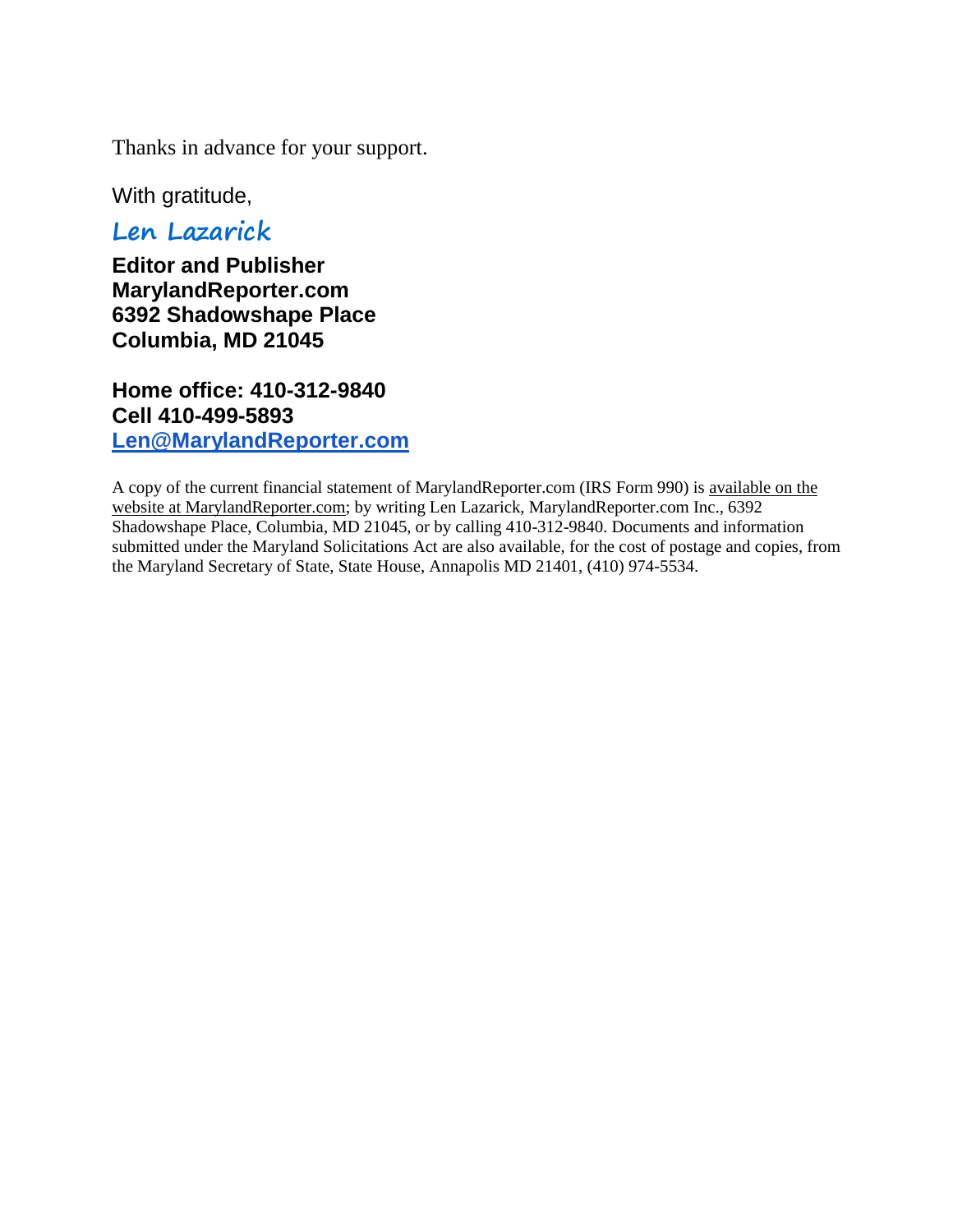Thanks in advance for your support.

With gratitude,

**Len Lazarick**

**Editor and Publisher**
**MarylandReporter.com**
**6392 Shadowshape Place**
**Columbia, MD 21045**

**Home office: 410-312-9840**
**Cell 410-499-5893**
**Len@MarylandReporter.com**

A copy of the current financial statement of MarylandReporter.com (IRS Form 990) is available on the website at MarylandReporter.com; by writing Len Lazarick, MarylandReporter.com Inc., 6392 Shadowshape Place, Columbia, MD 21045, or by calling 410-312-9840. Documents and information submitted under the Maryland Solicitations Act are also available, for the cost of postage and copies, from the Maryland Secretary of State, State House, Annapolis MD 21401, (410) 974-5534.